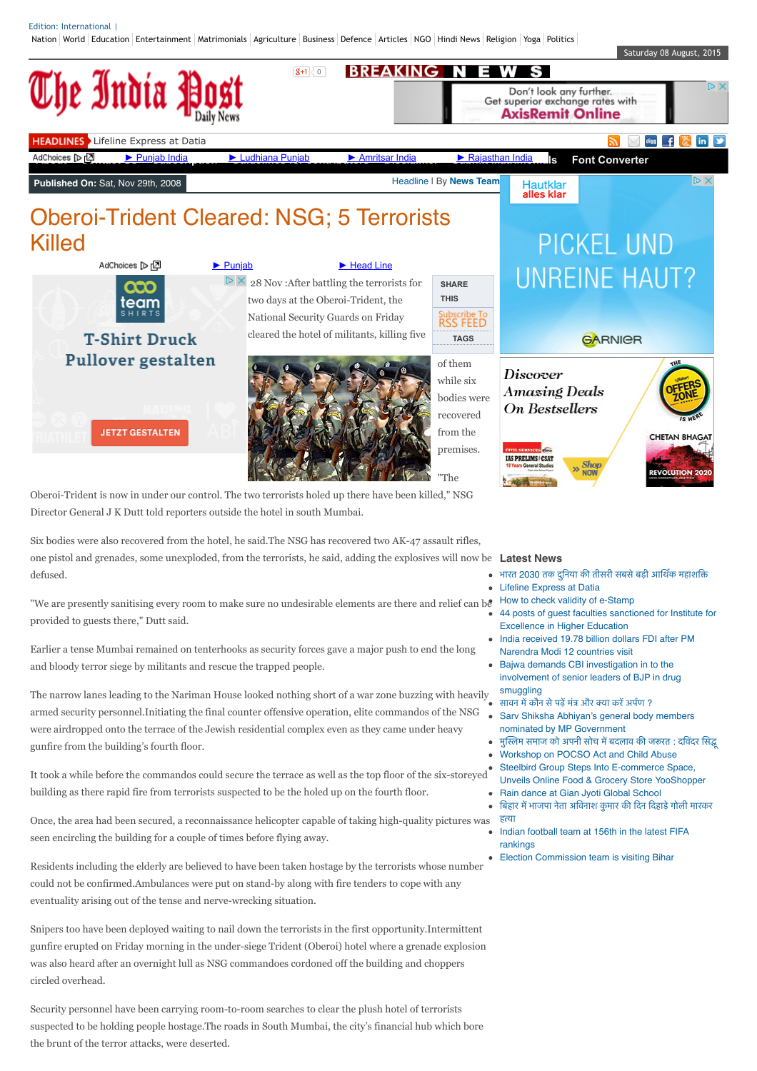Edition: International |

Nation | World | Education | Entertainment | Matrimonials | Agriculture | Business | Defence | Articles | NGO | Hindi News | Religion | Yoga | Politics

Saturday 08 August, 2015

# The India Post
Daily News

HEADLINES Lifeline Express at Datia

Font Converter

**Published On:** Sat, Nov 29th, 2008

Headline | By **News Team**

# Oberoi-Trident Cleared: NSG; 5 Terrorists Killed

28 Nov :After battling the terrorists for two days at the Oberoi-Trident, the National Security Guards on Friday cleared the hotel of militants, killing five of them while six bodies were recovered from the premises.

"The Oberoi-Trident is now in under our control. The two terrorists holed up there have been killed," NSG Director General J K Dutt told reporters outside the hotel in south Mumbai.

Six bodies were also recovered from the hotel, he said.The NSG has recovered two AK-47 assault rifles, one pistol and grenades, some unexploded, from the terrorists, he said, adding the explosives will now be defused.

"We are presently sanitising every room to make sure no undesirable elements are there and relief can be provided to guests there," Dutt said.

Earlier a tense Mumbai remained on tenterhooks as security forces gave a major push to end the long and bloody terror siege by militants and rescue the trapped people.

The narrow lanes leading to the Nariman House looked nothing short of a war zone buzzing with heavily armed security personnel.Initiating the final counter offensive operation, elite commandos of the NSG were airdropped onto the terrace of the Jewish residential complex even as they came under heavy gunfire from the building's fourth floor.

It took a while before the commandos could secure the terrace as well as the top floor of the six-storeyed building as there rapid fire from terrorists suspected to be the holed up on the fourth floor.

Once, the area had been secured, a reconnaissance helicopter capable of taking high-quality pictures was seen encircling the building for a couple of times before flying away.

Residents including the elderly are believed to have been taken hostage by the terrorists whose number could not be confirmed.Ambulances were put on stand-by along with fire tenders to cope with any eventuality arising out of the tense and nerve-wrecking situation.

Snipers too have been deployed waiting to nail down the terrorists in the first opportunity.Intermittent gunfire erupted on Friday morning in the under-siege Trident (Oberoi) hotel where a grenade explosion was also heard after an overnight lull as NSG commandos cordoned off the building and choppers circled overhead.

Security personnel have been carrying room-to-room searches to clear the plush hotel of terrorists suspected to be holding people hostage.The roads in South Mumbai, the city's financial hub which bore the brunt of the terror attacks, were deserted.

## Latest News

- भारत 2030 तक दुनिया की तीसरी सबसे बड़ी आर्थिक महाशक्ति
- Lifeline Express at Datia
- How to check validity of e-Stamp
- 44 posts of guest faculties sanctioned for Institute for Excellence in Higher Education
- India received 19.78 billion dollars FDI after PM Narendra Modi 12 countries visit
- Bajwa demands CBI investigation in to the involvement of senior leaders of BJP in drug smuggling
- सावन में कौन से पढ़ें मंत्र और क्या करें अर्पण ?
- Sarv Shiksha Abhiyan's general body members nominated by MP Government
- मुस्लिम समाज को अपनी सोच में बदलाव की जरूरत : दविंदर सिद्धू
- Workshop on POCSO Act and Child Abuse
- Steelbird Group Steps Into E-commerce Space, Unveils Online Food & Grocery Store YooShopper
- Rain dance at Gian Jyoti Global School
- बिहार में भाजपा नेता अविनाश कुमार की दिन दिहाड़े गोली मारकर हत्या
- Indian football team at 156th in the latest FIFA rankings
- Election Commission team is visiting Bihar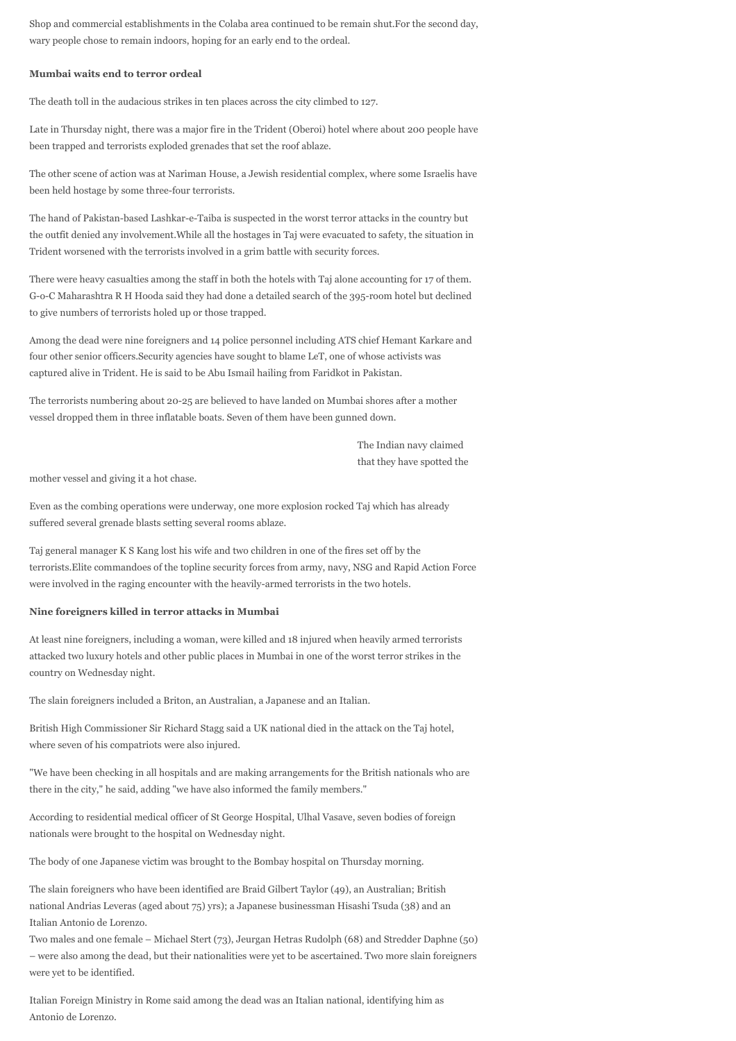Shop and commercial establishments in the Colaba area continued to be remain shut.For the second day, wary people chose to remain indoors, hoping for an early end to the ordeal.

**Mumbai waits end to terror ordeal**

The death toll in the audacious strikes in ten places across the city climbed to 127.

Late in Thursday night, there was a major fire in the Trident (Oberoi) hotel where about 200 people have been trapped and terrorists exploded grenades that set the roof ablaze.

The other scene of action was at Nariman House, a Jewish residential complex, where some Israelis have been held hostage by some three-four terrorists.

The hand of Pakistan-based Lashkar-e-Taiba is suspected in the worst terror attacks in the country but the outfit denied any involvement.While all the hostages in Taj were evacuated to safety, the situation in Trident worsened with the terrorists involved in a grim battle with security forces.

There were heavy casualties among the staff in both the hotels with Taj alone accounting for 17 of them. G-o-C Maharashtra R H Hooda said they had done a detailed search of the 395-room hotel but declined to give numbers of terrorists holed up or those trapped.

Among the dead were nine foreigners and 14 police personnel including ATS chief Hemant Karkare and four other senior officers.Security agencies have sought to blame LeT, one of whose activists was captured alive in Trident. He is said to be Abu Ismail hailing from Faridkot in Pakistan.

The terrorists numbering about 20-25 are believed to have landed on Mumbai shores after a mother vessel dropped them in three inflatable boats. Seven of them have been gunned down.

The Indian navy claimed that they have spotted the mother vessel and giving it a hot chase.

Even as the combing operations were underway, one more explosion rocked Taj which has already suffered several grenade blasts setting several rooms ablaze.

Taj general manager K S Kang lost his wife and two children in one of the fires set off by the terrorists.Elite commandoes of the topline security forces from army, navy, NSG and Rapid Action Force were involved in the raging encounter with the heavily-armed terrorists in the two hotels.

**Nine foreigners killed in terror attacks in Mumbai**

At least nine foreigners, including a woman, were killed and 18 injured when heavily armed terrorists attacked two luxury hotels and other public places in Mumbai in one of the worst terror strikes in the country on Wednesday night.

The slain foreigners included a Briton, an Australian, a Japanese and an Italian.

British High Commissioner Sir Richard Stagg said a UK national died in the attack on the Taj hotel, where seven of his compatriots were also injured.

"We have been checking in all hospitals and are making arrangements for the British nationals who are there in the city," he said, adding "we have also informed the family members."

According to residential medical officer of St George Hospital, Ulhal Vasave, seven bodies of foreign nationals were brought to the hospital on Wednesday night.

The body of one Japanese victim was brought to the Bombay hospital on Thursday morning.

The slain foreigners who have been identified are Braid Gilbert Taylor (49), an Australian; British national Andrias Leveras (aged about 75) yrs); a Japanese businessman Hisashi Tsuda (38) and an Italian Antonio de Lorenzo.
Two males and one female – Michael Stert (73), Jeurgan Hetras Rudolph (68) and Stredder Daphne (50) – were also among the dead, but their nationalities were yet to be ascertained. Two more slain foreigners were yet to be identified.

Italian Foreign Ministry in Rome said among the dead was an Italian national, identifying him as Antonio de Lorenzo.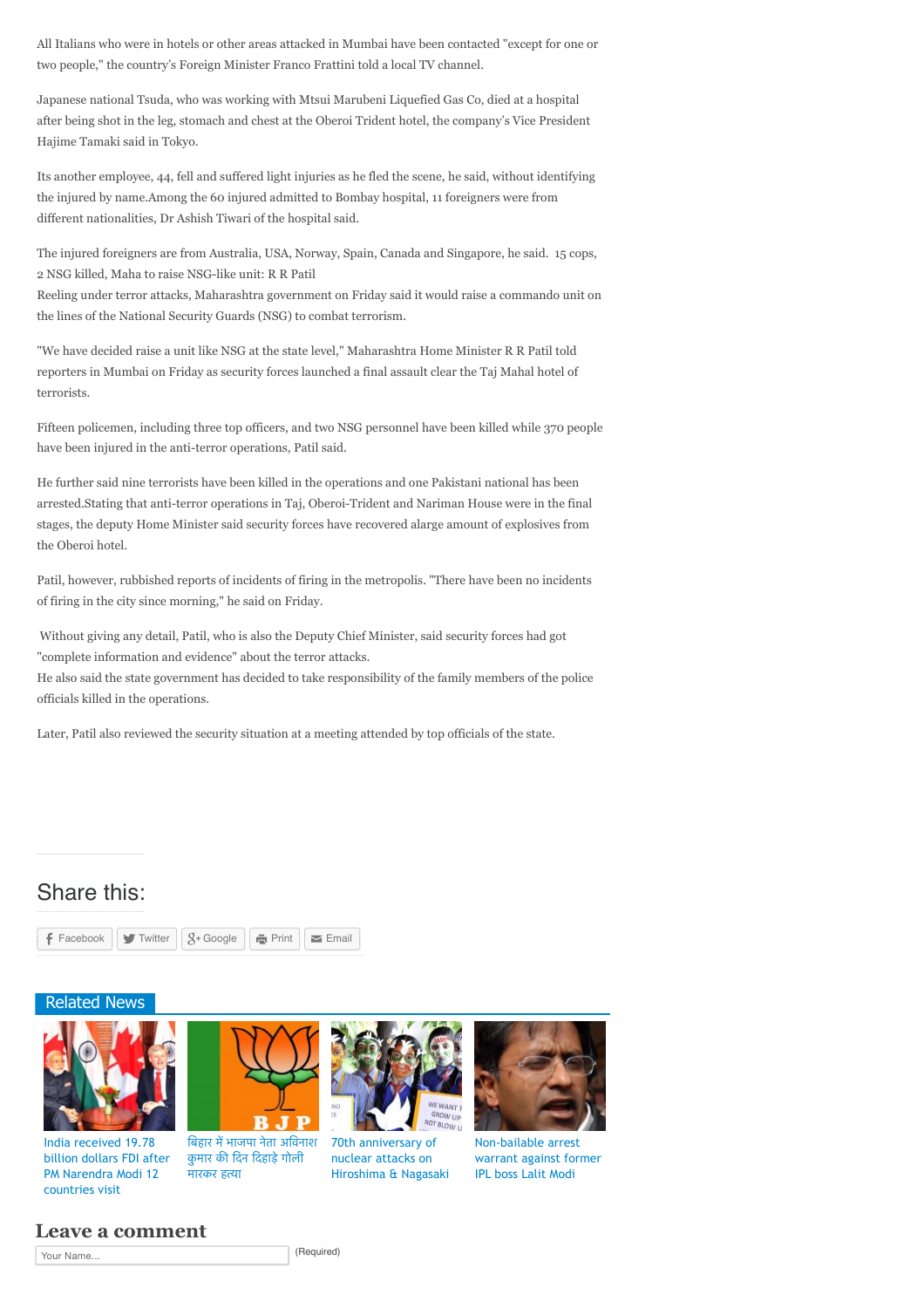All Italians who were in hotels or other areas attacked in Mumbai have been contacted "except for one or two people," the country's Foreign Minister Franco Frattini told a local TV channel.

Japanese national Tsuda, who was working with Mtsui Marubeni Liquefied Gas Co, died at a hospital after being shot in the leg, stomach and chest at the Oberoi Trident hotel, the company's Vice President Hajime Tamaki said in Tokyo.

Its another employee, 44, fell and suffered light injuries as he fled the scene, he said, without identifying the injured by name.Among the 60 injured admitted to Bombay hospital, 11 foreigners were from different nationalities, Dr Ashish Tiwari of the hospital said.

The injured foreigners are from Australia, USA, Norway, Spain, Canada and Singapore, he said. 15 cops, 2 NSG killed, Maha to raise NSG-like unit: R R Patil
Reeling under terror attacks, Maharashtra government on Friday said it would raise a commando unit on the lines of the National Security Guards (NSG) to combat terrorism.

"We have decided raise a unit like NSG at the state level," Maharashtra Home Minister R R Patil told reporters in Mumbai on Friday as security forces launched a final assault clear the Taj Mahal hotel of terrorists.

Fifteen policemen, including three top officers, and two NSG personnel have been killed while 370 people have been injured in the anti-terror operations, Patil said.

He further said nine terrorists have been killed in the operations and one Pakistani national has been arrested.Stating that anti-terror operations in Taj, Oberoi-Trident and Nariman House were in the final stages, the deputy Home Minister said security forces have recovered alarge amount of explosives from the Oberoi hotel.

Patil, however, rubbished reports of incidents of firing in the metropolis. "There have been no incidents of firing in the city since morning," he said on Friday.

Without giving any detail, Patil, who is also the Deputy Chief Minister, said security forces had got "complete information and evidence" about the terror attacks.
He also said the state government has decided to take responsibility of the family members of the police officials killed in the operations.

Later, Patil also reviewed the security situation at a meeting attended by top officials of the state.

## Share this:

Facebook | Twitter | Google | Print | Email

## Related News

- India received 19.78 billion dollars FDI after PM Narendra Modi 12 countries visit
- बिहार में भाजपा नेता अविनाश कुमार की दिन दिहाड़े गोली मारकर हत्या
- 70th anniversary of nuclear attacks on Hiroshima & Nagasaki
- Non-bailable arrest warrant against former IPL boss Lalit Modi

## Leave a comment

Your Name... (Required)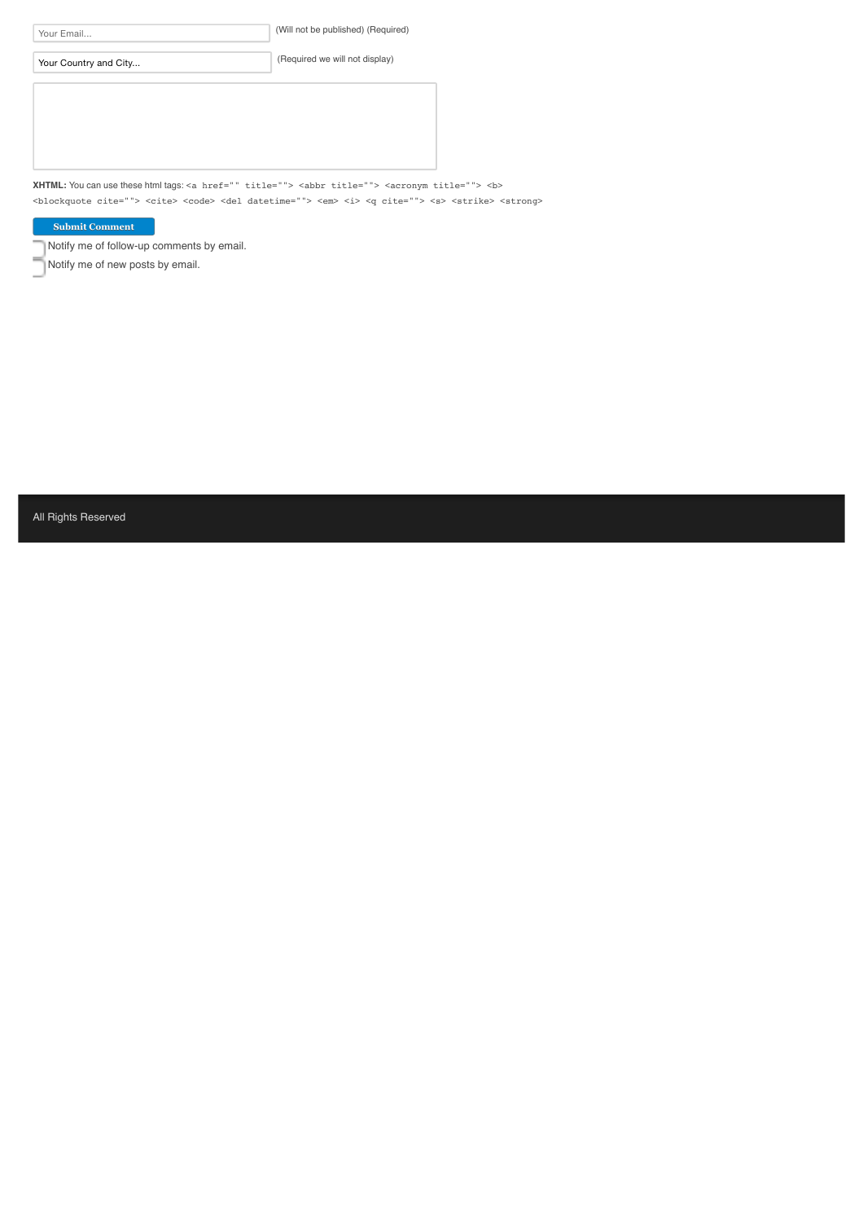Your Email... (Will not be published) (Required)

Your Country and City... (Required we will not display)

**XHTML:** You can use these html tags: `<a href="" title=""> <abbr title=""> <acronym title=""> <b> <blockquote cite=""> <cite> <code> <del datetime=""> <em> <i> <q cite=""> <s> <strike> <strong>`

Submit Comment

Notify me of follow-up comments by email.

Notify me of new posts by email.

All Rights Reserved